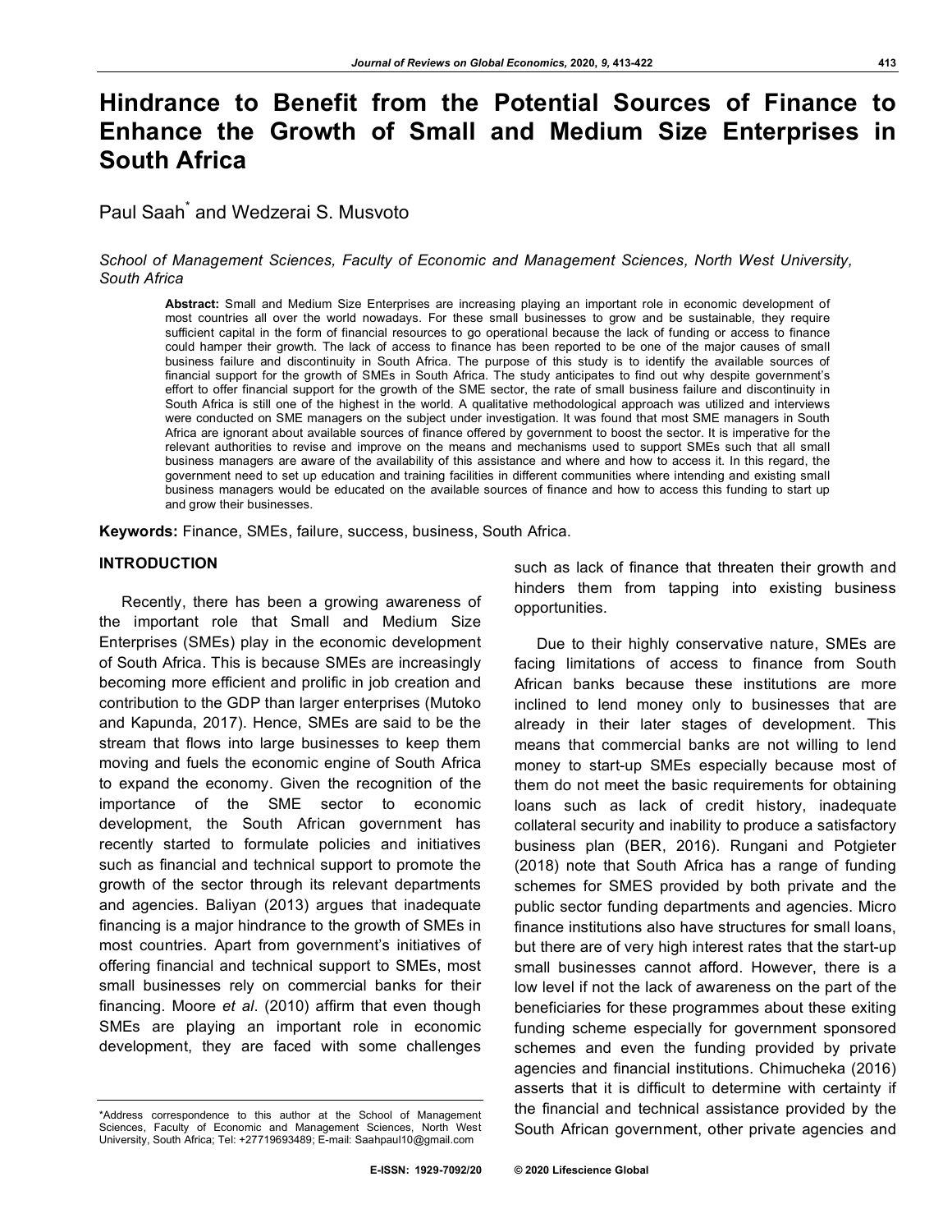# Hindrance to Benefit from the Potential Sources of Finance to Enhance the Growth of Small and Medium Size Enterprises in South Africa

Paul Saah* and Wedzerai S. Musvoto

*School of Management Sciences, Faculty of Economic and Management Sciences, North West University, South Africa*

**Abstract:** Small and Medium Size Enterprises are increasing playing an important role in economic development of most countries all over the world nowadays. For these small businesses to grow and be sustainable, they require sufficient capital in the form of financial resources to go operational because the lack of funding or access to finance could hamper their growth. The lack of access to finance has been reported to be one of the major causes of small business failure and discontinuity in South Africa. The purpose of this study is to identify the available sources of financial support for the growth of SMEs in South Africa. The study anticipates to find out why despite government's effort to offer financial support for the growth of the SME sector, the rate of small business failure and discontinuity in South Africa is still one of the highest in the world. A qualitative methodological approach was utilized and interviews were conducted on SME managers on the subject under investigation. It was found that most SME managers in South Africa are ignorant about available sources of finance offered by government to boost the sector. It is imperative for the relevant authorities to revise and improve on the means and mechanisms used to support SMEs such that all small business managers are aware of the availability of this assistance and where and how to access it. In this regard, the government need to set up education and training facilities in different communities where intending and existing small business managers would be educated on the available sources of finance and how to access this funding to start up and grow their businesses.

**Keywords:** Finance, SMEs, failure, success, business, South Africa.

## INTRODUCTION

Recently, there has been a growing awareness of the important role that Small and Medium Size Enterprises (SMEs) play in the economic development of South Africa. This is because SMEs are increasingly becoming more efficient and prolific in job creation and contribution to the GDP than larger enterprises (Mutoko and Kapunda, 2017). Hence, SMEs are said to be the stream that flows into large businesses to keep them moving and fuels the economic engine of South Africa to expand the economy. Given the recognition of the importance of the SME sector to economic development, the South African government has recently started to formulate policies and initiatives such as financial and technical support to promote the growth of the sector through its relevant departments and agencies. Baliyan (2013) argues that inadequate financing is a major hindrance to the growth of SMEs in most countries. Apart from government's initiatives of offering financial and technical support to SMEs, most small businesses rely on commercial banks for their financing. Moore *et al*. (2010) affirm that even though SMEs are playing an important role in economic development, they are faced with some challenges such as lack of finance that threaten their growth and hinders them from tapping into existing business opportunities.

Due to their highly conservative nature, SMEs are facing limitations of access to finance from South African banks because these institutions are more inclined to lend money only to businesses that are already in their later stages of development. This means that commercial banks are not willing to lend money to start-up SMEs especially because most of them do not meet the basic requirements for obtaining loans such as lack of credit history, inadequate collateral security and inability to produce a satisfactory business plan (BER, 2016). Rungani and Potgieter (2018) note that South Africa has a range of funding schemes for SMES provided by both private and the public sector funding departments and agencies. Micro finance institutions also have structures for small loans, but there are of very high interest rates that the start-up small businesses cannot afford. However, there is a low level if not the lack of awareness on the part of the beneficiaries for these programmes about these exiting funding scheme especially for government sponsored schemes and even the funding provided by private agencies and financial institutions. Chimucheka (2016) asserts that it is difficult to determine with certainty if the financial and technical assistance provided by the South African government, other private agencies and

*Address correspondence to this author at the School of Management Sciences, Faculty of Economic and Management Sciences, North West University, South Africa; Tel: +27719693489; E-mail: Saahpaul10@gmail.com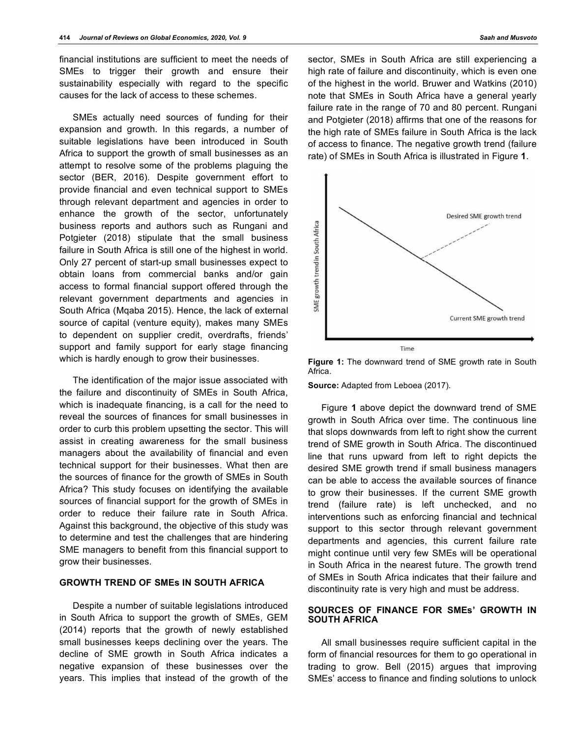financial institutions are sufficient to meet the needs of SMEs to trigger their growth and ensure their sustainability especially with regard to the specific causes for the lack of access to these schemes.

SMEs actually need sources of funding for their expansion and growth. In this regards, a number of suitable legislations have been introduced in South Africa to support the growth of small businesses as an attempt to resolve some of the problems plaguing the sector (BER, 2016). Despite government effort to provide financial and even technical support to SMEs through relevant department and agencies in order to enhance the growth of the sector, unfortunately business reports and authors such as Rungani and Potgieter (2018) stipulate that the small business failure in South Africa is still one of the highest in world. Only 27 percent of start-up small businesses expect to obtain loans from commercial banks and/or gain access to formal financial support offered through the relevant government departments and agencies in South Africa (Mqaba 2015). Hence, the lack of external source of capital (venture equity), makes many SMEs to dependent on supplier credit, overdrafts, friends' support and family support for early stage financing which is hardly enough to grow their businesses.

The identification of the major issue associated with the failure and discontinuity of SMEs in South Africa, which is inadequate financing, is a call for the need to reveal the sources of finances for small businesses in order to curb this problem upsetting the sector. This will assist in creating awareness for the small business managers about the availability of financial and even technical support for their businesses. What then are the sources of finance for the growth of SMEs in South Africa? This study focuses on identifying the available sources of financial support for the growth of SMEs in order to reduce their failure rate in South Africa. Against this background, the objective of this study was to determine and test the challenges that are hindering SME managers to benefit from this financial support to grow their businesses.

## GROWTH TREND OF SMEs IN SOUTH AFRICA

Despite a number of suitable legislations introduced in South Africa to support the growth of SMEs, GEM (2014) reports that the growth of newly established small businesses keeps declining over the years. The decline of SME growth in South Africa indicates a negative expansion of these businesses over the years. This implies that instead of the growth of the sector, SMEs in South Africa are still experiencing a high rate of failure and discontinuity, which is even one of the highest in the world. Bruwer and Watkins (2010) note that SMEs in South Africa have a general yearly failure rate in the range of 70 and 80 percent. Rungani and Potgieter (2018) affirms that one of the reasons for the high rate of SMEs failure in South Africa is the lack of access to finance. The negative growth trend (failure rate) of SMEs in South Africa is illustrated in Figure **1**.

**Figure 1:** The downward trend of SME growth rate in South Africa.

**Source:** Adapted from Leboea (2017).

Figure **1** above depict the downward trend of SME growth in South Africa over time. The continuous line that slops downwards from left to right show the current trend of SME growth in South Africa. The discontinued line that runs upward from left to right depicts the desired SME growth trend if small business managers can be able to access the available sources of finance to grow their businesses. If the current SME growth trend (failure rate) is left unchecked, and no interventions such as enforcing financial and technical support to this sector through relevant government departments and agencies, this current failure rate might continue until very few SMEs will be operational in South Africa in the nearest future. The growth trend of SMEs in South Africa indicates that their failure and discontinuity rate is very high and must be address.

## SOURCES OF FINANCE FOR SMEs' GROWTH IN SOUTH AFRICA

All small businesses require sufficient capital in the form of financial resources for them to go operational in trading to grow. Bell (2015) argues that improving SMEs' access to finance and finding solutions to unlock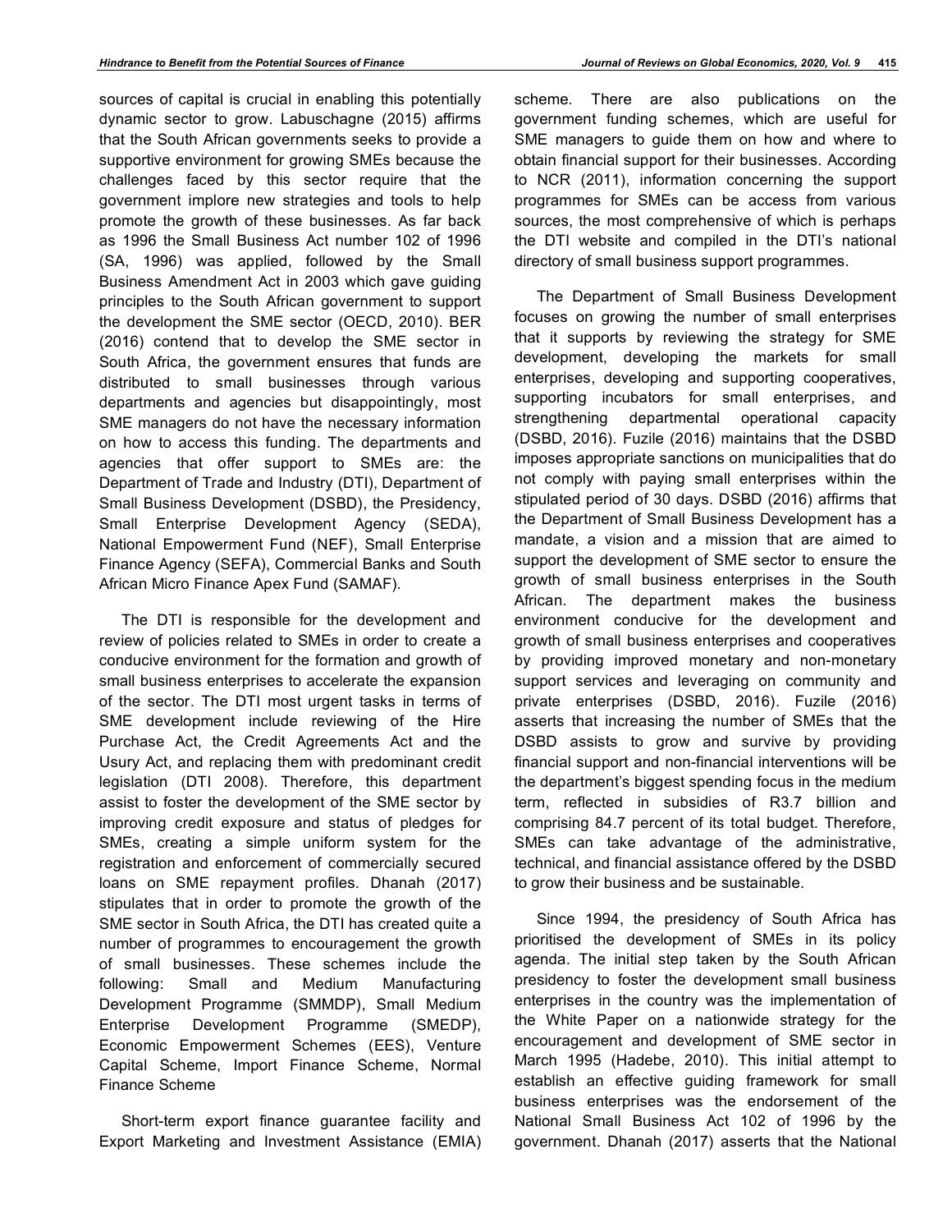sources of capital is crucial in enabling this potentially dynamic sector to grow. Labuschagne (2015) affirms that the South African governments seeks to provide a supportive environment for growing SMEs because the challenges faced by this sector require that the government implore new strategies and tools to help promote the growth of these businesses. As far back as 1996 the Small Business Act number 102 of 1996 (SA, 1996) was applied, followed by the Small Business Amendment Act in 2003 which gave guiding principles to the South African government to support the development the SME sector (OECD, 2010). BER (2016) contend that to develop the SME sector in South Africa, the government ensures that funds are distributed to small businesses through various departments and agencies but disappointingly, most SME managers do not have the necessary information on how to access this funding. The departments and agencies that offer support to SMEs are: the Department of Trade and Industry (DTI), Department of Small Business Development (DSBD), the Presidency, Small Enterprise Development Agency (SEDA), National Empowerment Fund (NEF), Small Enterprise Finance Agency (SEFA), Commercial Banks and South African Micro Finance Apex Fund (SAMAF).

The DTI is responsible for the development and review of policies related to SMEs in order to create a conducive environment for the formation and growth of small business enterprises to accelerate the expansion of the sector. The DTI most urgent tasks in terms of SME development include reviewing of the Hire Purchase Act, the Credit Agreements Act and the Usury Act, and replacing them with predominant credit legislation (DTI 2008). Therefore, this department assist to foster the development of the SME sector by improving credit exposure and status of pledges for SMEs, creating a simple uniform system for the registration and enforcement of commercially secured loans on SME repayment profiles. Dhanah (2017) stipulates that in order to promote the growth of the SME sector in South Africa, the DTI has created quite a number of programmes to encouragement the growth of small businesses. These schemes include the following: Small and Medium Manufacturing Development Programme (SMMDP), Small Medium Enterprise Development Programme (SMEDP), Economic Empowerment Schemes (EES), Venture Capital Scheme, Import Finance Scheme, Normal Finance Scheme

Short-term export finance guarantee facility and Export Marketing and Investment Assistance (EMIA) scheme. There are also publications on the government funding schemes, which are useful for SME managers to guide them on how and where to obtain financial support for their businesses. According to NCR (2011), information concerning the support programmes for SMEs can be access from various sources, the most comprehensive of which is perhaps the DTI website and compiled in the DTI's national directory of small business support programmes.

The Department of Small Business Development focuses on growing the number of small enterprises that it supports by reviewing the strategy for SME development, developing the markets for small enterprises, developing and supporting cooperatives, supporting incubators for small enterprises, and strengthening departmental operational capacity (DSBD, 2016). Fuzile (2016) maintains that the DSBD imposes appropriate sanctions on municipalities that do not comply with paying small enterprises within the stipulated period of 30 days. DSBD (2016) affirms that the Department of Small Business Development has a mandate, a vision and a mission that are aimed to support the development of SME sector to ensure the growth of small business enterprises in the South African. The department makes the business environment conducive for the development and growth of small business enterprises and cooperatives by providing improved monetary and non-monetary support services and leveraging on community and private enterprises (DSBD, 2016). Fuzile (2016) asserts that increasing the number of SMEs that the DSBD assists to grow and survive by providing financial support and non-financial interventions will be the department's biggest spending focus in the medium term, reflected in subsidies of R3.7 billion and comprising 84.7 percent of its total budget. Therefore, SMEs can take advantage of the administrative, technical, and financial assistance offered by the DSBD to grow their business and be sustainable.

Since 1994, the presidency of South Africa has prioritised the development of SMEs in its policy agenda. The initial step taken by the South African presidency to foster the development small business enterprises in the country was the implementation of the White Paper on a nationwide strategy for the encouragement and development of SME sector in March 1995 (Hadebe, 2010). This initial attempt to establish an effective guiding framework for small business enterprises was the endorsement of the National Small Business Act 102 of 1996 by the government. Dhanah (2017) asserts that the National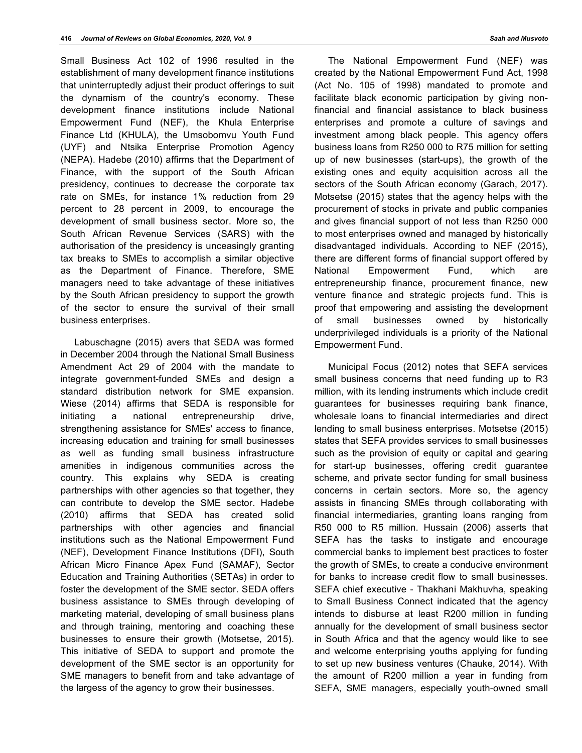Small Business Act 102 of 1996 resulted in the establishment of many development finance institutions that uninterruptedly adjust their product offerings to suit the dynamism of the country's economy. These development finance institutions include National Empowerment Fund (NEF), the Khula Enterprise Finance Ltd (KHULA), the Umsobomvu Youth Fund (UYF) and Ntsika Enterprise Promotion Agency (NEPA). Hadebe (2010) affirms that the Department of Finance, with the support of the South African presidency, continues to decrease the corporate tax rate on SMEs, for instance 1% reduction from 29 percent to 28 percent in 2009, to encourage the development of small business sector. More so, the South African Revenue Services (SARS) with the authorisation of the presidency is unceasingly granting tax breaks to SMEs to accomplish a similar objective as the Department of Finance. Therefore, SME managers need to take advantage of these initiatives by the South African presidency to support the growth of the sector to ensure the survival of their small business enterprises.

Labuschagne (2015) avers that SEDA was formed in December 2004 through the National Small Business Amendment Act 29 of 2004 with the mandate to integrate government-funded SMEs and design a standard distribution network for SME expansion. Wiese (2014) affirms that SEDA is responsible for initiating a national entrepreneurship drive, strengthening assistance for SMEs' access to finance, increasing education and training for small businesses as well as funding small business infrastructure amenities in indigenous communities across the country. This explains why SEDA is creating partnerships with other agencies so that together, they can contribute to develop the SME sector. Hadebe (2010) affirms that SEDA has created solid partnerships with other agencies and financial institutions such as the National Empowerment Fund (NEF), Development Finance Institutions (DFI), South African Micro Finance Apex Fund (SAMAF), Sector Education and Training Authorities (SETAs) in order to foster the development of the SME sector. SEDA offers business assistance to SMEs through developing of marketing material, developing of small business plans and through training, mentoring and coaching these businesses to ensure their growth (Motsetse, 2015). This initiative of SEDA to support and promote the development of the SME sector is an opportunity for SME managers to benefit from and take advantage of the largess of the agency to grow their businesses.

The National Empowerment Fund (NEF) was created by the National Empowerment Fund Act, 1998 (Act No. 105 of 1998) mandated to promote and facilitate black economic participation by giving non-financial and financial assistance to black business enterprises and promote a culture of savings and investment among black people. This agency offers business loans from R250 000 to R75 million for setting up of new businesses (start-ups), the growth of the existing ones and equity acquisition across all the sectors of the South African economy (Garach, 2017). Motsetse (2015) states that the agency helps with the procurement of stocks in private and public companies and gives financial support of not less than R250 000 to most enterprises owned and managed by historically disadvantaged individuals. According to NEF (2015), there are different forms of financial support offered by National Empowerment Fund, which are entrepreneurship finance, procurement finance, new venture finance and strategic projects fund. This is proof that empowering and assisting the development of small businesses owned by historically underprivileged individuals is a priority of the National Empowerment Fund.

Municipal Focus (2012) notes that SEFA services small business concerns that need funding up to R3 million, with its lending instruments which include credit guarantees for businesses requiring bank finance, wholesale loans to financial intermediaries and direct lending to small business enterprises. Motsetse (2015) states that SEFA provides services to small businesses such as the provision of equity or capital and gearing for start-up businesses, offering credit guarantee scheme, and private sector funding for small business concerns in certain sectors. More so, the agency assists in financing SMEs through collaborating with financial intermediaries, granting loans ranging from R50 000 to R5 million. Hussain (2006) asserts that SEFA has the tasks to instigate and encourage commercial banks to implement best practices to foster the growth of SMEs, to create a conducive environment for banks to increase credit flow to small businesses. SEFA chief executive - Thakhani Makhuvha, speaking to Small Business Connect indicated that the agency intends to disburse at least R200 million in funding annually for the development of small business sector in South Africa and that the agency would like to see and welcome enterprising youths applying for funding to set up new business ventures (Chauke, 2014). With the amount of R200 million a year in funding from SEFA, SME managers, especially youth-owned small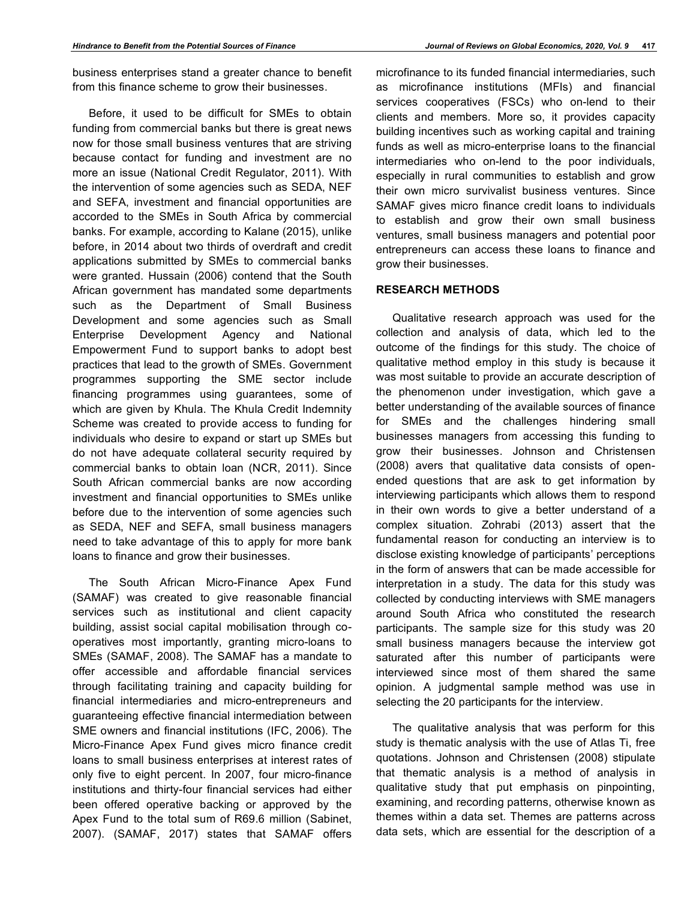business enterprises stand a greater chance to benefit from this finance scheme to grow their businesses.

Before, it used to be difficult for SMEs to obtain funding from commercial banks but there is great news now for those small business ventures that are striving because contact for funding and investment are no more an issue (National Credit Regulator, 2011). With the intervention of some agencies such as SEDA, NEF and SEFA, investment and financial opportunities are accorded to the SMEs in South Africa by commercial banks. For example, according to Kalane (2015), unlike before, in 2014 about two thirds of overdraft and credit applications submitted by SMEs to commercial banks were granted. Hussain (2006) contend that the South African government has mandated some departments such as the Department of Small Business Development and some agencies such as Small Enterprise Development Agency and National Empowerment Fund to support banks to adopt best practices that lead to the growth of SMEs. Government programmes supporting the SME sector include financing programmes using guarantees, some of which are given by Khula. The Khula Credit Indemnity Scheme was created to provide access to funding for individuals who desire to expand or start up SMEs but do not have adequate collateral security required by commercial banks to obtain loan (NCR, 2011). Since South African commercial banks are now according investment and financial opportunities to SMEs unlike before due to the intervention of some agencies such as SEDA, NEF and SEFA, small business managers need to take advantage of this to apply for more bank loans to finance and grow their businesses.

The South African Micro-Finance Apex Fund (SAMAF) was created to give reasonable financial services such as institutional and client capacity building, assist social capital mobilisation through co-operatives most importantly, granting micro-loans to SMEs (SAMAF, 2008). The SAMAF has a mandate to offer accessible and affordable financial services through facilitating training and capacity building for financial intermediaries and micro-entrepreneurs and guaranteeing effective financial intermediation between SME owners and financial institutions (IFC, 2006). The Micro-Finance Apex Fund gives micro finance credit loans to small business enterprises at interest rates of only five to eight percent. In 2007, four micro-finance institutions and thirty-four financial services had either been offered operative backing or approved by the Apex Fund to the total sum of R69.6 million (Sabinet, 2007). (SAMAF, 2017) states that SAMAF offers microfinance to its funded financial intermediaries, such as microfinance institutions (MFIs) and financial services cooperatives (FSCs) who on-lend to their clients and members. More so, it provides capacity building incentives such as working capital and training funds as well as micro-enterprise loans to the financial intermediaries who on-lend to the poor individuals, especially in rural communities to establish and grow their own micro survivalist business ventures. Since SAMAF gives micro finance credit loans to individuals to establish and grow their own small business ventures, small business managers and potential poor entrepreneurs can access these loans to finance and grow their businesses.

## RESEARCH METHODS

Qualitative research approach was used for the collection and analysis of data, which led to the outcome of the findings for this study. The choice of qualitative method employ in this study is because it was most suitable to provide an accurate description of the phenomenon under investigation, which gave a better understanding of the available sources of finance for SMEs and the challenges hindering small businesses managers from accessing this funding to grow their businesses. Johnson and Christensen (2008) avers that qualitative data consists of open-ended questions that are ask to get information by interviewing participants which allows them to respond in their own words to give a better understand of a complex situation. Zohrabi (2013) assert that the fundamental reason for conducting an interview is to disclose existing knowledge of participants' perceptions in the form of answers that can be made accessible for interpretation in a study. The data for this study was collected by conducting interviews with SME managers around South Africa who constituted the research participants. The sample size for this study was 20 small business managers because the interview got saturated after this number of participants were interviewed since most of them shared the same opinion. A judgmental sample method was use in selecting the 20 participants for the interview.

The qualitative analysis that was perform for this study is thematic analysis with the use of Atlas Ti, free quotations. Johnson and Christensen (2008) stipulate that thematic analysis is a method of analysis in qualitative study that put emphasis on pinpointing, examining, and recording patterns, otherwise known as themes within a data set. Themes are patterns across data sets, which are essential for the description of a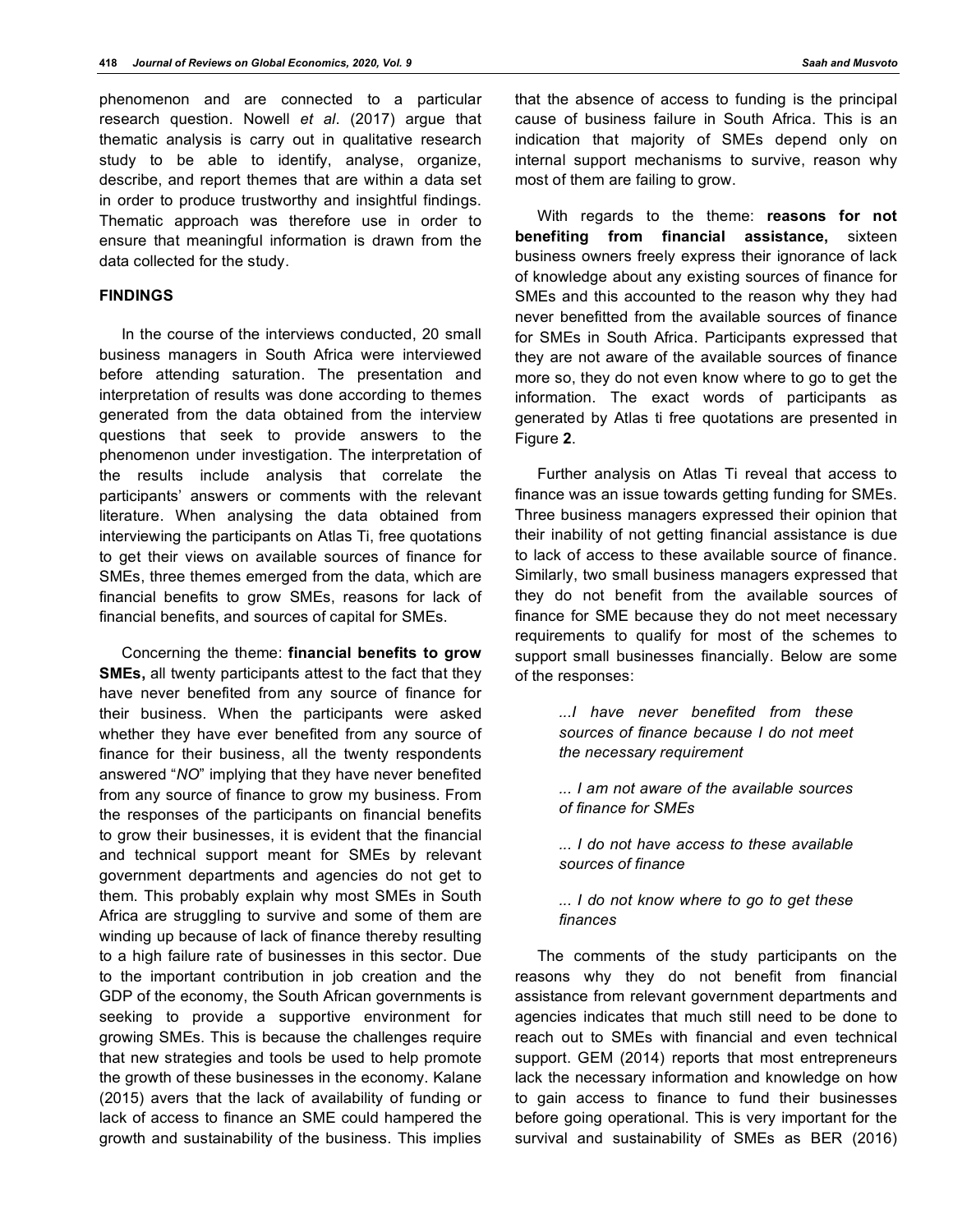phenomenon and are connected to a particular research question. Nowell *et al*. (2017) argue that thematic analysis is carry out in qualitative research study to be able to identify, analyse, organize, describe, and report themes that are within a data set in order to produce trustworthy and insightful findings. Thematic approach was therefore use in order to ensure that meaningful information is drawn from the data collected for the study.

## FINDINGS

In the course of the interviews conducted, 20 small business managers in South Africa were interviewed before attending saturation. The presentation and interpretation of results was done according to themes generated from the data obtained from the interview questions that seek to provide answers to the phenomenon under investigation. The interpretation of the results include analysis that correlate the participants' answers or comments with the relevant literature. When analysing the data obtained from interviewing the participants on Atlas Ti, free quotations to get their views on available sources of finance for SMEs, three themes emerged from the data, which are financial benefits to grow SMEs, reasons for lack of financial benefits, and sources of capital for SMEs.

Concerning the theme: **financial benefits to grow SMEs,** all twenty participants attest to the fact that they have never benefited from any source of finance for their business. When the participants were asked whether they have ever benefited from any source of finance for their business, all the twenty respondents answered "*NO*" implying that they have never benefited from any source of finance to grow my business. From the responses of the participants on financial benefits to grow their businesses, it is evident that the financial and technical support meant for SMEs by relevant government departments and agencies do not get to them. This probably explain why most SMEs in South Africa are struggling to survive and some of them are winding up because of lack of finance thereby resulting to a high failure rate of businesses in this sector. Due to the important contribution in job creation and the GDP of the economy, the South African governments is seeking to provide a supportive environment for growing SMEs. This is because the challenges require that new strategies and tools be used to help promote the growth of these businesses in the economy. Kalane (2015) avers that the lack of availability of funding or lack of access to finance an SME could hampered the growth and sustainability of the business. This implies that the absence of access to funding is the principal cause of business failure in South Africa. This is an indication that majority of SMEs depend only on internal support mechanisms to survive, reason why most of them are failing to grow.

With regards to the theme: **reasons for not benefiting from financial assistance,** sixteen business owners freely express their ignorance of lack of knowledge about any existing sources of finance for SMEs and this accounted to the reason why they had never benefitted from the available sources of finance for SMEs in South Africa. Participants expressed that they are not aware of the available sources of finance more so, they do not even know where to go to get the information. The exact words of participants as generated by Atlas ti free quotations are presented in Figure **2**.

Further analysis on Atlas Ti reveal that access to finance was an issue towards getting funding for SMEs. Three business managers expressed their opinion that their inability of not getting financial assistance is due to lack of access to these available source of finance. Similarly, two small business managers expressed that they do not benefit from the available sources of finance for SME because they do not meet necessary requirements to qualify for most of the schemes to support small businesses financially. Below are some of the responses:

> *...I have never benefited from these sources of finance because I do not meet the necessary requirement*
>
> *... I am not aware of the available sources of finance for SMEs*
>
> *... I do not have access to these available sources of finance*
>
> *... I do not know where to go to get these finances*

The comments of the study participants on the reasons why they do not benefit from financial assistance from relevant government departments and agencies indicates that much still need to be done to reach out to SMEs with financial and even technical support. GEM (2014) reports that most entrepreneurs lack the necessary information and knowledge on how to gain access to finance to fund their businesses before going operational. This is very important for the survival and sustainability of SMEs as BER (2016)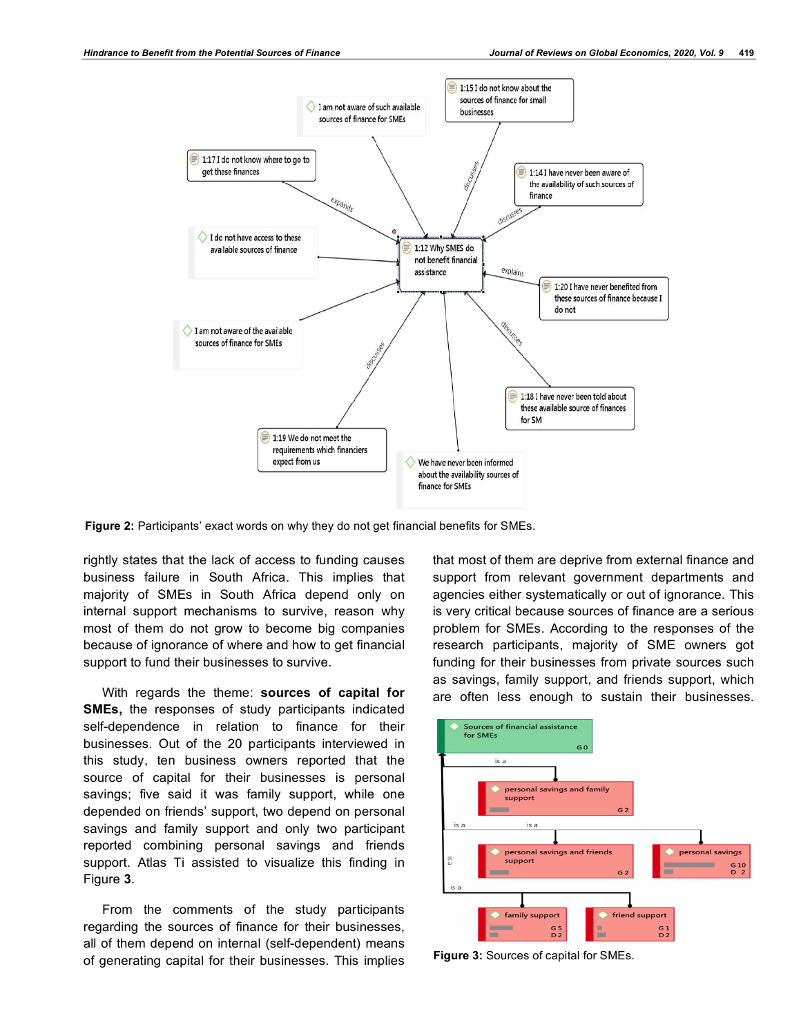**Figure 2:** Participants' exact words on why they do not get financial benefits for SMEs.

rightly states that the lack of access to funding causes business failure in South Africa. This implies that majority of SMEs in South Africa depend only on internal support mechanisms to survive, reason why most of them do not grow to become big companies because of ignorance of where and how to get financial support to fund their businesses to survive.

With regards the theme: **sources of capital for SMEs,** the responses of study participants indicated self-dependence in relation to finance for their businesses. Out of the 20 participants interviewed in this study, ten business owners reported that the source of capital for their businesses is personal savings; five said it was family support, while one depended on friends' support, two depend on personal savings and family support and only two participant reported combining personal savings and friends support. Atlas Ti assisted to visualize this finding in Figure **3**.

From the comments of the study participants regarding the sources of finance for their businesses, all of them depend on internal (self-dependent) means of generating capital for their businesses. This implies that most of them are deprive from external finance and support from relevant government departments and agencies either systematically or out of ignorance. This is very critical because sources of finance are a serious problem for SMEs. According to the responses of the research participants, majority of SME owners got funding for their businesses from private sources such as savings, family support, and friends support, which are often less enough to sustain their businesses.

**Figure 3:** Sources of capital for SMEs.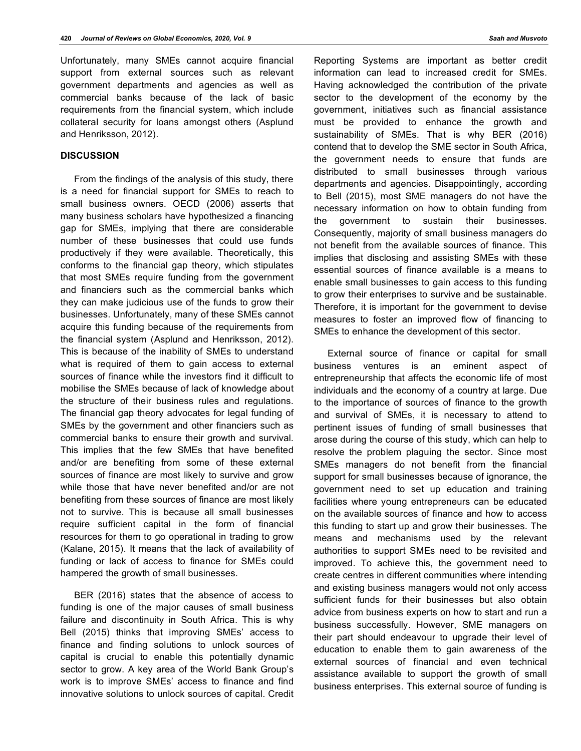Unfortunately, many SMEs cannot acquire financial support from external sources such as relevant government departments and agencies as well as commercial banks because of the lack of basic requirements from the financial system, which include collateral security for loans amongst others (Asplund and Henriksson, 2012).

## DISCUSSION

From the findings of the analysis of this study, there is a need for financial support for SMEs to reach to small business owners. OECD (2006) asserts that many business scholars have hypothesized a financing gap for SMEs, implying that there are considerable number of these businesses that could use funds productively if they were available. Theoretically, this conforms to the financial gap theory, which stipulates that most SMEs require funding from the government and financiers such as the commercial banks which they can make judicious use of the funds to grow their businesses. Unfortunately, many of these SMEs cannot acquire this funding because of the requirements from the financial system (Asplund and Henriksson, 2012). This is because of the inability of SMEs to understand what is required of them to gain access to external sources of finance while the investors find it difficult to mobilise the SMEs because of lack of knowledge about the structure of their business rules and regulations. The financial gap theory advocates for legal funding of SMEs by the government and other financiers such as commercial banks to ensure their growth and survival. This implies that the few SMEs that have benefited and/or are benefiting from some of these external sources of finance are most likely to survive and grow while those that have never benefited and/or are not benefiting from these sources of finance are most likely not to survive. This is because all small businesses require sufficient capital in the form of financial resources for them to go operational in trading to grow (Kalane, 2015). It means that the lack of availability of funding or lack of access to finance for SMEs could hampered the growth of small businesses.

BER (2016) states that the absence of access to funding is one of the major causes of small business failure and discontinuity in South Africa. This is why Bell (2015) thinks that improving SMEs' access to finance and finding solutions to unlock sources of capital is crucial to enable this potentially dynamic sector to grow. A key area of the World Bank Group's work is to improve SMEs' access to finance and find innovative solutions to unlock sources of capital. Credit Reporting Systems are important as better credit information can lead to increased credit for SMEs. Having acknowledged the contribution of the private sector to the development of the economy by the government, initiatives such as financial assistance must be provided to enhance the growth and sustainability of SMEs. That is why BER (2016) contend that to develop the SME sector in South Africa, the government needs to ensure that funds are distributed to small businesses through various departments and agencies. Disappointingly, according to Bell (2015), most SME managers do not have the necessary information on how to obtain funding from the government to sustain their businesses. Consequently, majority of small business managers do not benefit from the available sources of finance. This implies that disclosing and assisting SMEs with these essential sources of finance available is a means to enable small businesses to gain access to this funding to grow their enterprises to survive and be sustainable. Therefore, it is important for the government to devise measures to foster an improved flow of financing to SMEs to enhance the development of this sector.

External source of finance or capital for small business ventures is an eminent aspect of entrepreneurship that affects the economic life of most individuals and the economy of a country at large. Due to the importance of sources of finance to the growth and survival of SMEs, it is necessary to attend to pertinent issues of funding of small businesses that arose during the course of this study, which can help to resolve the problem plaguing the sector. Since most SMEs managers do not benefit from the financial support for small businesses because of ignorance, the government need to set up education and training facilities where young entrepreneurs can be educated on the available sources of finance and how to access this funding to start up and grow their businesses. The means and mechanisms used by the relevant authorities to support SMEs need to be revisited and improved. To achieve this, the government need to create centres in different communities where intending and existing business managers would not only access sufficient funds for their businesses but also obtain advice from business experts on how to start and run a business successfully. However, SME managers on their part should endeavour to upgrade their level of education to enable them to gain awareness of the external sources of financial and even technical assistance available to support the growth of small business enterprises. This external source of funding is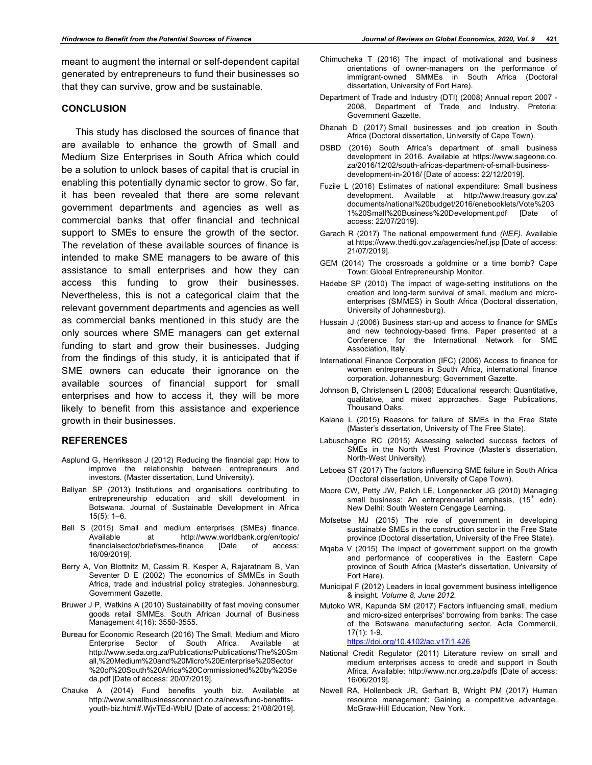meant to augment the internal or self-dependent capital generated by entrepreneurs to fund their businesses so that they can survive, grow and be sustainable.

## CONCLUSION

This study has disclosed the sources of finance that are available to enhance the growth of Small and Medium Size Enterprises in South Africa which could be a solution to unlock bases of capital that is crucial in enabling this potentially dynamic sector to grow. So far, it has been revealed that there are some relevant government departments and agencies as well as commercial banks that offer financial and technical support to SMEs to ensure the growth of the sector. The revelation of these available sources of finance is intended to make SME managers to be aware of this assistance to small enterprises and how they can access this funding to grow their businesses. Nevertheless, this is not a categorical claim that the relevant government departments and agencies as well as commercial banks mentioned in this study are the only sources where SME managers can get external funding to start and grow their businesses. Judging from the findings of this study, it is anticipated that if SME owners can educate their ignorance on the available sources of financial support for small enterprises and how to access it, they will be more likely to benefit from this assistance and experience growth in their businesses.

## REFERENCES

Asplund G, Henriksson J (2012) Reducing the financial gap: How to improve the relationship between entrepreneurs and investors. (Master dissertation, Lund University).

Baliyan SP (2013) Institutions and organisations contributing to entrepreneurship education and skill development in Botswana. Journal of Sustainable Development in Africa 15(5): 1–6.

Bell S (2015) Small and medium enterprises (SMEs) finance. Available at http://www.worldbank.org/en/topic/financialsector/brief/smes-finance [Date of access: 16/09/2019].

Berry A, Von Blottnitz M, Cassim R, Kesper A, Rajaratnam B, Van Seventer D E (2002) The economics of SMMEs in South Africa, trade and industrial policy strategies. Johannesburg. Government Gazette.

Bruwer J P, Watkins A (2010) Sustainability of fast moving consumer goods retail SMMEs. South African Journal of Business Management 4(16): 3550-3555.

Bureau for Economic Research (2016) The Small, Medium and Micro Enterprise Sector of South Africa. Available at http://www.seda.org.za/Publications/Publications/The%20Small,%20Medium%20and%20Micro%20Enterprise%20Sector%20of%20South%20Africa%20Commissioned%20by%20Seda.pdf [Date of access: 20/07/2019].

Chauke A (2014) Fund benefits youth biz. Available at http://www.smallbusinessconnect.co.za/news/fund-benefits-youth-biz.html#.WjvTEd-WblU [Date of access: 21/08/2019].

Chimucheka T (2016) The impact of motivational and business orientations of owner-managers on the performance of immigrant-owned SMMEs in South Africa (Doctoral dissertation, University of Fort Hare).

Department of Trade and Industry (DTI) (2008) Annual report 2007 - 2008, Department of Trade and Industry. Pretoria: Government Gazette.

Dhanah D (2017) Small businesses and job creation in South Africa (Doctoral dissertation, University of Cape Town).

DSBD (2016) South Africa's department of small business development in 2016. Available at https://www.sageone.co.za/2016/12/02/south-africas-department-of-small-business-development-in-2016/ [Date of access: 22/12/2019].

Fuzile L (2016) Estimates of national expenditure: Small business development. Available at http://www.treasury.gov.za/documents/national%20budget/2016/enebooklets/Vote%2031%20Small%20Business%20Development.pdf [Date of access: 22/07/2019].

Garach R (2017) The national empowerment fund *(NEF)*. Available at https://www.thedti.gov.za/agencies/nef.jsp [Date of access: 21/07/2019].

GEM (2014) The crossroads a goldmine or a time bomb? Cape Town: Global Entrepreneurship Monitor.

Hadebe SP (2010) The impact of wage-setting institutions on the creation and long-term survival of small, medium and micro-enterprises (SMMES) in South Africa (Doctoral dissertation, University of Johannesburg).

Hussain J (2006) Business start-up and access to finance for SMEs and new technology-based firms. Paper presented at a Conference for the International Network for SME Association, Italy.

International Finance Corporation (IFC) (2006) Access to finance for women entrepreneurs in South Africa, international finance corporation. Johannesburg: Government Gazette.

Johnson B, Christensen L (2008) Educational research: Quantitative, qualitative, and mixed approaches. Sage Publications, Thousand Oaks.

Kalane L (2015) Reasons for failure of SMEs in the Free State (Master's dissertation, University of The Free State).

Labuschagne RC (2015) Assessing selected success factors of SMEs in the North West Province (Master's dissertation, North-West University).

Leboea ST (2017) The factors influencing SME failure in South Africa (Doctoral dissertation, University of Cape Town).

Moore CW, Petty JW, Palich LE, Longenecker JG (2010) Managing small business: An entrepreneurial emphasis, (15th edn). New Delhi: South Western Cengage Learning.

Motsetse MJ (2015) The role of government in developing sustainable SMEs in the construction sector in the Free State province (Doctoral dissertation, University of the Free State).

Mqaba V (2015) The impact of government support on the growth and performance of cooperatives in the Eastern Cape province of South Africa (Master's dissertation, University of Fort Hare).

Municipal F (2012) Leaders in local government business intelligence & insight. *Volume 8, June 2012.*

Mutoko WR, Kapunda SM (2017) Factors influencing small, medium and micro-sized enterprises' borrowing from banks: The case of the Botswana manufacturing sector. Acta Commercii, 17(1): 1-9. https://doi.org/10.4102/ac.v17i1.426

National Credit Regulator (2011) Literature review on small and medium enterprises access to credit and support in South Africa. Available: http://www.ncr.org.za/pdfs [Date of access: 16/06/2019].

Nowell RA, Hollenbeck JR, Gerhart B, Wright PM (2017) Human resource management: Gaining a competitive advantage. McGraw-Hill Education, New York.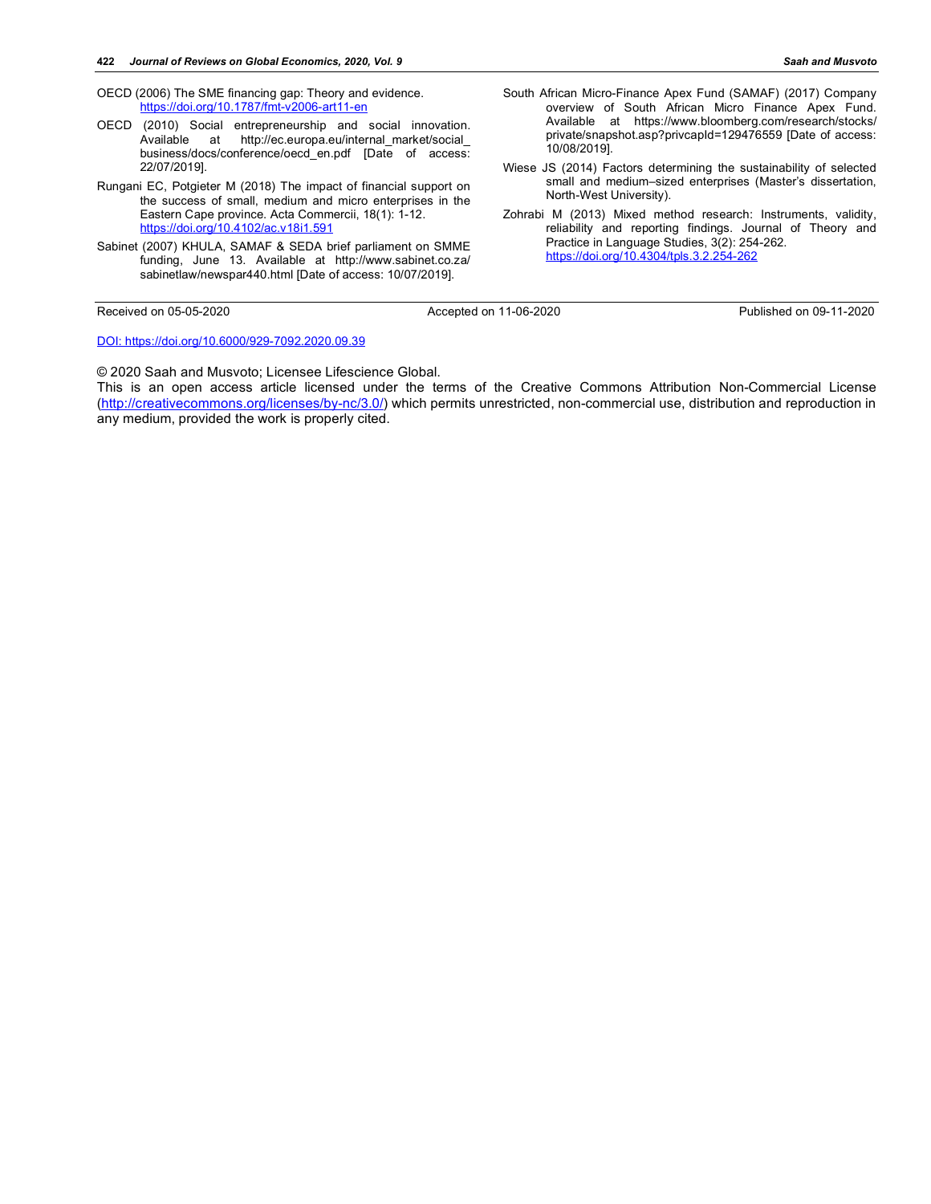OECD (2006) The SME financing gap: Theory and evidence. https://doi.org/10.1787/fmt-v2006-art11-en

OECD (2010) Social entrepreneurship and social innovation. Available at http://ec.europa.eu/internal_market/social_business/docs/conference/oecd_en.pdf [Date of access: 22/07/2019].

Rungani EC, Potgieter M (2018) The impact of financial support on the success of small, medium and micro enterprises in the Eastern Cape province. Acta Commercii, 18(1): 1-12. https://doi.org/10.4102/ac.v18i1.591

Sabinet (2007) KHULA, SAMAF & SEDA brief parliament on SMME funding, June 13. Available at http://www.sabinet.co.za/sabinetlaw/newspar440.html [Date of access: 10/07/2019].

South African Micro-Finance Apex Fund (SAMAF) (2017) Company overview of South African Micro Finance Apex Fund. Available at https://www.bloomberg.com/research/stocks/private/snapshot.asp?privcapId=129476559 [Date of access: 10/08/2019].

Wiese JS (2014) Factors determining the sustainability of selected small and medium–sized enterprises (Master's dissertation, North-West University).

Zohrabi M (2013) Mixed method research: Instruments, validity, reliability and reporting findings. Journal of Theory and Practice in Language Studies, 3(2): 254-262. https://doi.org/10.4304/tpls.3.2.254-262

Received on 05-05-2020 Accepted on 11-06-2020 Published on 09-11-2020

DOI: https://doi.org/10.6000/929-7092.2020.09.39

© 2020 Saah and Musvoto; Licensee Lifescience Global.

This is an open access article licensed under the terms of the Creative Commons Attribution Non-Commercial License (http://creativecommons.org/licenses/by-nc/3.0/) which permits unrestricted, non-commercial use, distribution and reproduction in any medium, provided the work is properly cited.